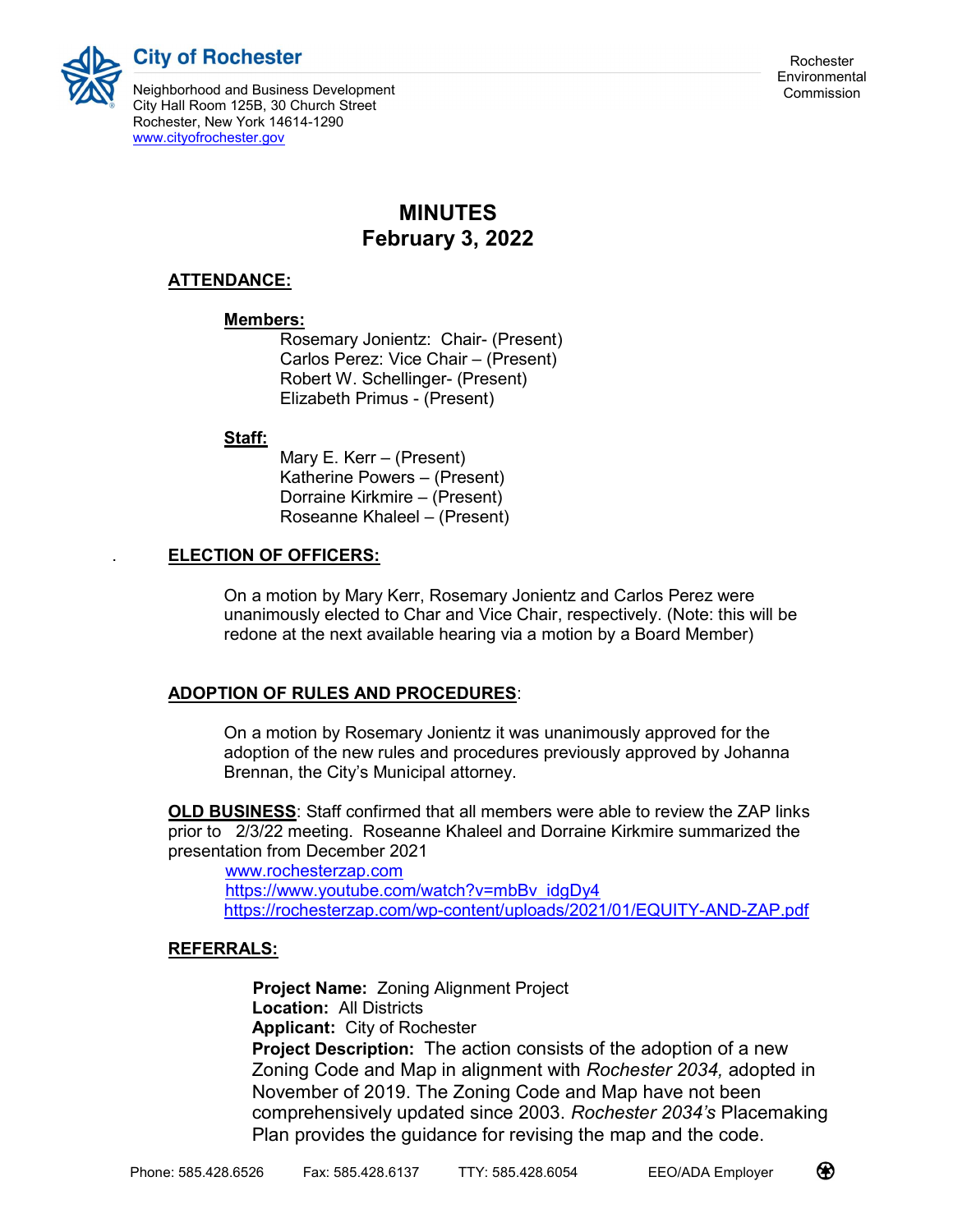City of Rochester

Neighborhood and Business Development
City Hall Room 125B, 30 Church Street
Rochester, New York 14614-1290
www.cityofrochester.gov

Rochester Environmental Commission

# MINUTES
## February 3, 2022

**ATTENDANCE:**

**Members:**

Rosemary Jonientz: Chair- (Present)
Carlos Perez: Vice Chair – (Present)
Robert W. Schellinger- (Present)
Elizabeth Primus - (Present)

**Staff:**

Mary E. Kerr – (Present)
Katherine Powers – (Present)
Dorraine Kirkmire – (Present)
Roseanne Khaleel – (Present)

**ELECTION OF OFFICERS:**

On a motion by Mary Kerr, Rosemary Jonientz and Carlos Perez were unanimously elected to Char and Vice Chair, respectively. (Note: this will be redone at the next available hearing via a motion by a Board Member)

**ADOPTION OF RULES AND PROCEDURES**:

On a motion by Rosemary Jonientz it was unanimously approved for the adoption of the new rules and procedures previously approved by Johanna Brennan, the City's Municipal attorney.

**OLD BUSINESS**: Staff confirmed that all members were able to review the ZAP links prior to 2/3/22 meeting. Roseanne Khaleel and Dorraine Kirkmire summarized the presentation from December 2021

www.rochesterzap.com
https://www.youtube.com/watch?v=mbBv_idgDy4
https://rochesterzap.com/wp-content/uploads/2021/01/EQUITY-AND-ZAP.pdf

**REFERRALS:**

**Project Name:** Zoning Alignment Project
**Location:** All Districts
**Applicant:** City of Rochester
**Project Description:** The action consists of the adoption of a new Zoning Code and Map in alignment with *Rochester 2034,* adopted in November of 2019. The Zoning Code and Map have not been comprehensively updated since 2003. *Rochester 2034's* Placemaking Plan provides the guidance for revising the map and the code.

Phone: 585.428.6526 Fax: 585.428.6137 TTY: 585.428.6054 EEO/ADA Employer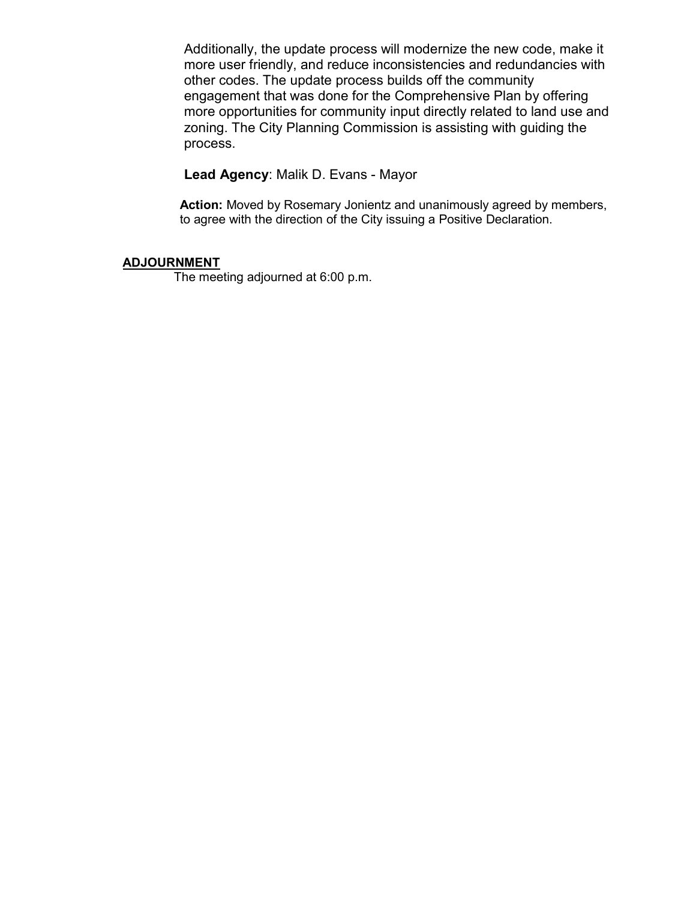Additionally, the update process will modernize the new code, make it more user friendly, and reduce inconsistencies and redundancies with other codes. The update process builds off the community engagement that was done for the Comprehensive Plan by offering more opportunities for community input directly related to land use and zoning. The City Planning Commission is assisting with guiding the process.

**Lead Agency**: Malik D. Evans - Mayor

**Action:** Moved by Rosemary Jonientz and unanimously agreed by members, to agree with the direction of the City issuing a Positive Declaration.

**ADJOURNMENT**

The meeting adjourned at 6:00 p.m.